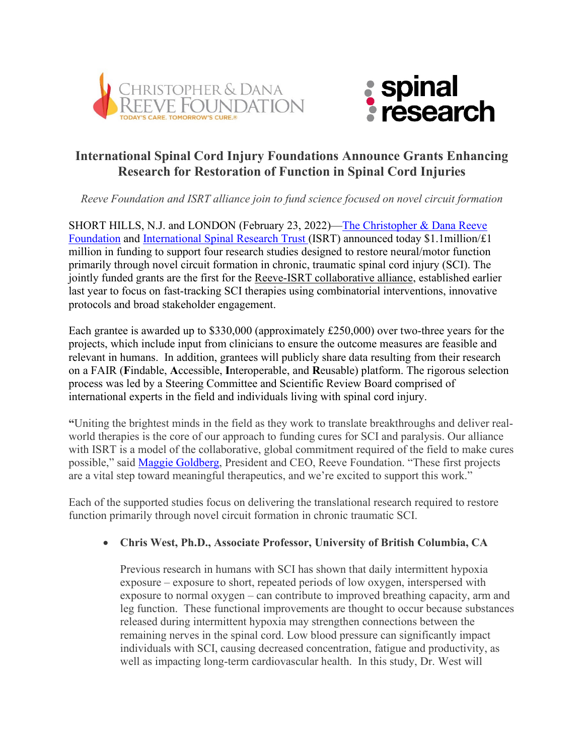# International Spinal Cord Injury Foundations Announce Grants Enhancing Research for Restoration of Function in Spinal Cord Injuries

*Reeve Foundation and ISRT alliance join to fund science focused on novel circuit formation*

SHORT HILLS, N.J. and LONDON (February 23, 2022)—The Christopher & Dana Reeve Foundation and International Spinal Research Trust (ISRT) announced today $1.1million/£1 million in funding to support four research studies designed to restore neural/motor function primarily through novel circuit formation in chronic, traumatic spinal cord injury (SCI). The jointly funded grants are the first for the Reeve-ISRT collaborative alliance, established earlier last year to focus on fast-tracking SCI therapies using combinatorial interventions, innovative protocols and broad stakeholder engagement.

Each grantee is awarded up to $330,000 (approximately £250,000) over two-three years for the projects, which include input from clinicians to ensure the outcome measures are feasible and relevant in humans. In addition, grantees will publicly share data resulting from their research on a FAIR (**F**indable, **A**ccessible, **I**nteroperable, and **R**eusable) platform. The rigorous selection process was led by a Steering Committee and Scientific Review Board comprised of international experts in the field and individuals living with spinal cord injury.

"Uniting the brightest minds in the field as they work to translate breakthroughs and deliver real-world therapies is the core of our approach to funding cures for SCI and paralysis. Our alliance with ISRT is a model of the collaborative, global commitment required of the field to make cures possible," said Maggie Goldberg, President and CEO, Reeve Foundation. "These first projects are a vital step toward meaningful therapeutics, and we're excited to support this work."

Each of the supported studies focus on delivering the translational research required to restore function primarily through novel circuit formation in chronic traumatic SCI.

- **Chris West, Ph.D., Associate Professor, University of British Columbia, CA**

  Previous research in humans with SCI has shown that daily intermittent hypoxia exposure – exposure to short, repeated periods of low oxygen, interspersed with exposure to normal oxygen – can contribute to improved breathing capacity, arm and leg function. These functional improvements are thought to occur because substances released during intermittent hypoxia may strengthen connections between the remaining nerves in the spinal cord. Low blood pressure can significantly impact individuals with SCI, causing decreased concentration, fatigue and productivity, as well as impacting long-term cardiovascular health. In this study, Dr. West will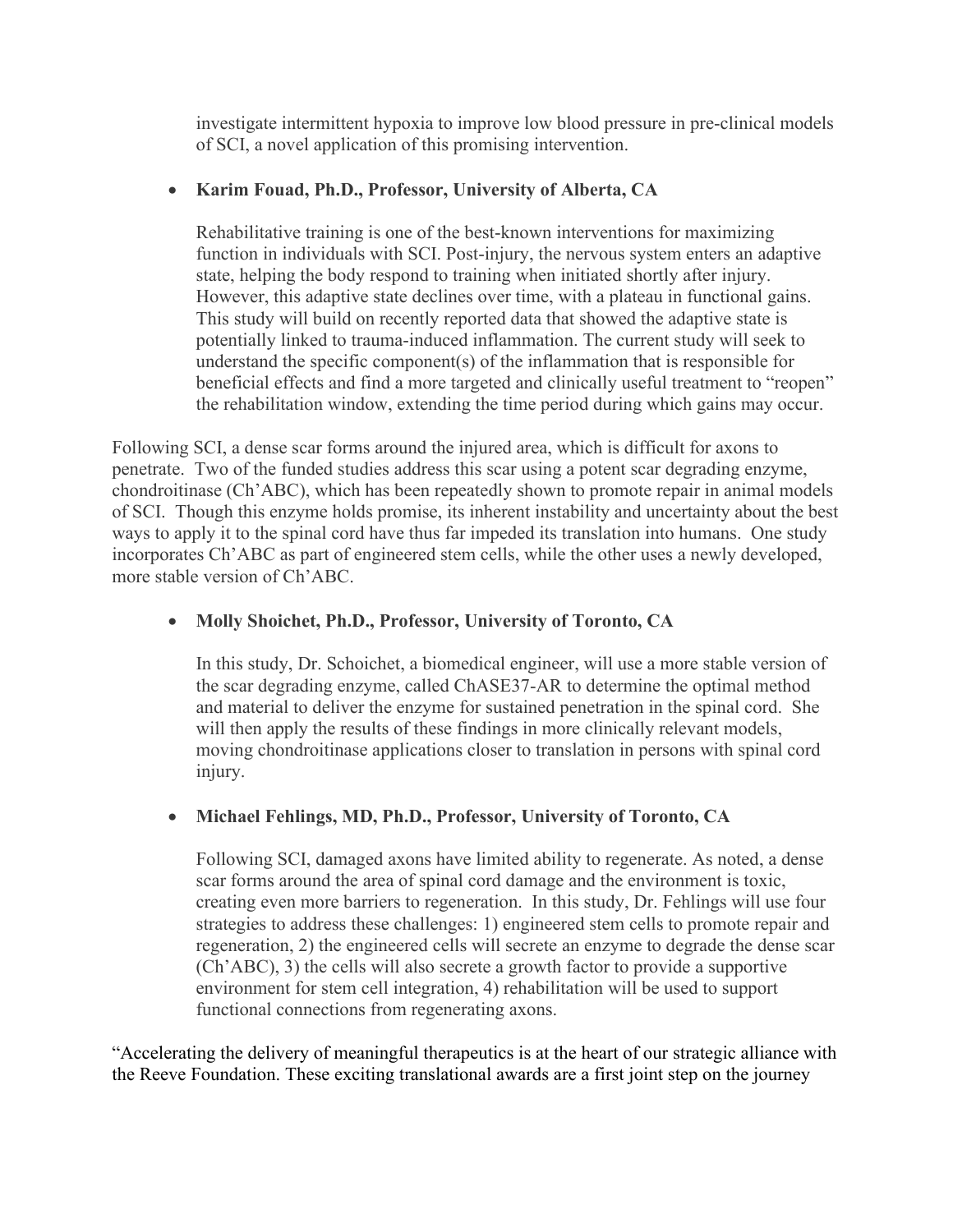investigate intermittent hypoxia to improve low blood pressure in pre-clinical models of SCI, a novel application of this promising intervention.

- **Karim Fouad, Ph.D., Professor, University of Alberta, CA**

  Rehabilitative training is one of the best-known interventions for maximizing function in individuals with SCI. Post-injury, the nervous system enters an adaptive state, helping the body respond to training when initiated shortly after injury. However, this adaptive state declines over time, with a plateau in functional gains. This study will build on recently reported data that showed the adaptive state is potentially linked to trauma-induced inflammation. The current study will seek to understand the specific component(s) of the inflammation that is responsible for beneficial effects and find a more targeted and clinically useful treatment to "reopen" the rehabilitation window, extending the time period during which gains may occur.

Following SCI, a dense scar forms around the injured area, which is difficult for axons to penetrate. Two of the funded studies address this scar using a potent scar degrading enzyme, chondroitinase (Ch'ABC), which has been repeatedly shown to promote repair in animal models of SCI. Though this enzyme holds promise, its inherent instability and uncertainty about the best ways to apply it to the spinal cord have thus far impeded its translation into humans. One study incorporates Ch'ABC as part of engineered stem cells, while the other uses a newly developed, more stable version of Ch'ABC.

- **Molly Shoichet, Ph.D., Professor, University of Toronto, CA**

  In this study, Dr. Schoichet, a biomedical engineer, will use a more stable version of the scar degrading enzyme, called ChASE37-AR to determine the optimal method and material to deliver the enzyme for sustained penetration in the spinal cord. She will then apply the results of these findings in more clinically relevant models, moving chondroitinase applications closer to translation in persons with spinal cord injury.

- **Michael Fehlings, MD, Ph.D., Professor, University of Toronto, CA**

  Following SCI, damaged axons have limited ability to regenerate. As noted, a dense scar forms around the area of spinal cord damage and the environment is toxic, creating even more barriers to regeneration. In this study, Dr. Fehlings will use four strategies to address these challenges: 1) engineered stem cells to promote repair and regeneration, 2) the engineered cells will secrete an enzyme to degrade the dense scar (Ch'ABC), 3) the cells will also secrete a growth factor to provide a supportive environment for stem cell integration, 4) rehabilitation will be used to support functional connections from regenerating axons.

"Accelerating the delivery of meaningful therapeutics is at the heart of our strategic alliance with the Reeve Foundation. These exciting translational awards are a first joint step on the journey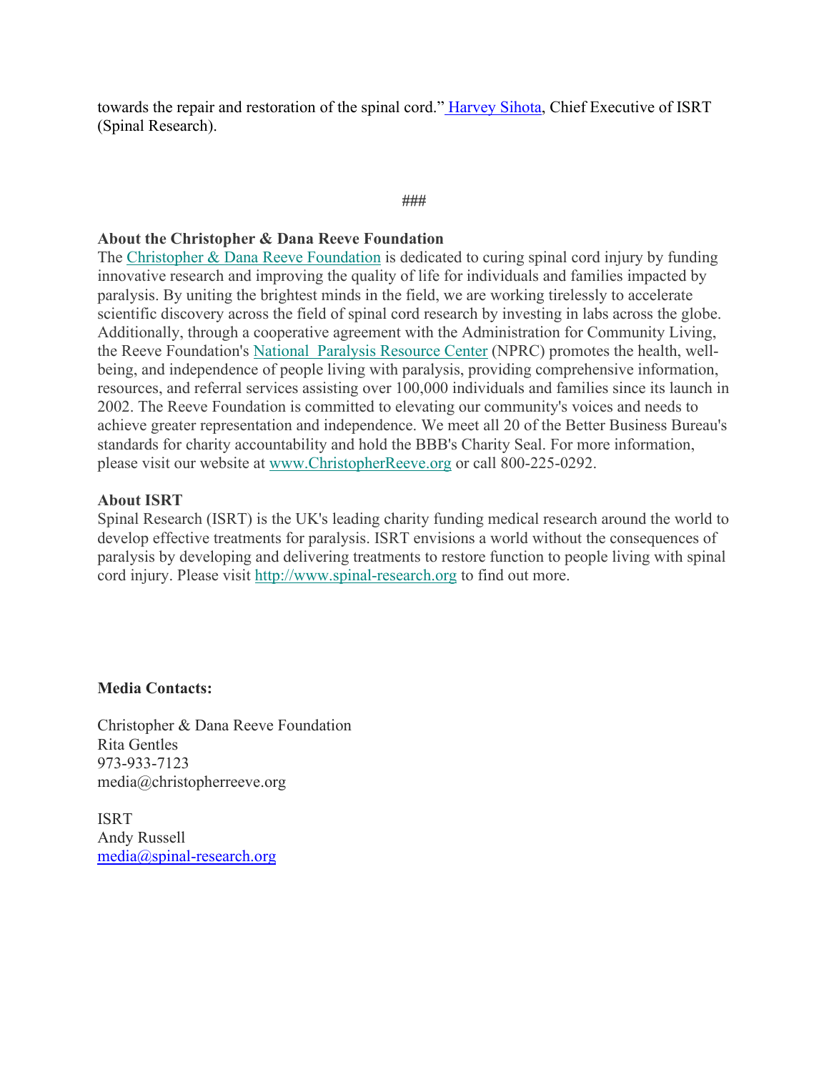towards the repair and restoration of the spinal cord." Harvey Sihota, Chief Executive of ISRT (Spinal Research).

###

**About the Christopher & Dana Reeve Foundation**
The Christopher & Dana Reeve Foundation is dedicated to curing spinal cord injury by funding innovative research and improving the quality of life for individuals and families impacted by paralysis. By uniting the brightest minds in the field, we are working tirelessly to accelerate scientific discovery across the field of spinal cord research by investing in labs across the globe. Additionally, through a cooperative agreement with the Administration for Community Living, the Reeve Foundation's National Paralysis Resource Center (NPRC) promotes the health, well-being, and independence of people living with paralysis, providing comprehensive information, resources, and referral services assisting over 100,000 individuals and families since its launch in 2002. The Reeve Foundation is committed to elevating our community's voices and needs to achieve greater representation and independence. We meet all 20 of the Better Business Bureau's standards for charity accountability and hold the BBB's Charity Seal. For more information, please visit our website at www.ChristopherReeve.org or call 800-225-0292.

**About ISRT**
Spinal Research (ISRT) is the UK's leading charity funding medical research around the world to develop effective treatments for paralysis. ISRT envisions a world without the consequences of paralysis by developing and delivering treatments to restore function to people living with spinal cord injury. Please visit http://www.spinal-research.org to find out more.

**Media Contacts:**

Christopher & Dana Reeve Foundation
Rita Gentles
973-933-7123
media@christopherreeve.org

ISRT
Andy Russell
media@spinal-research.org